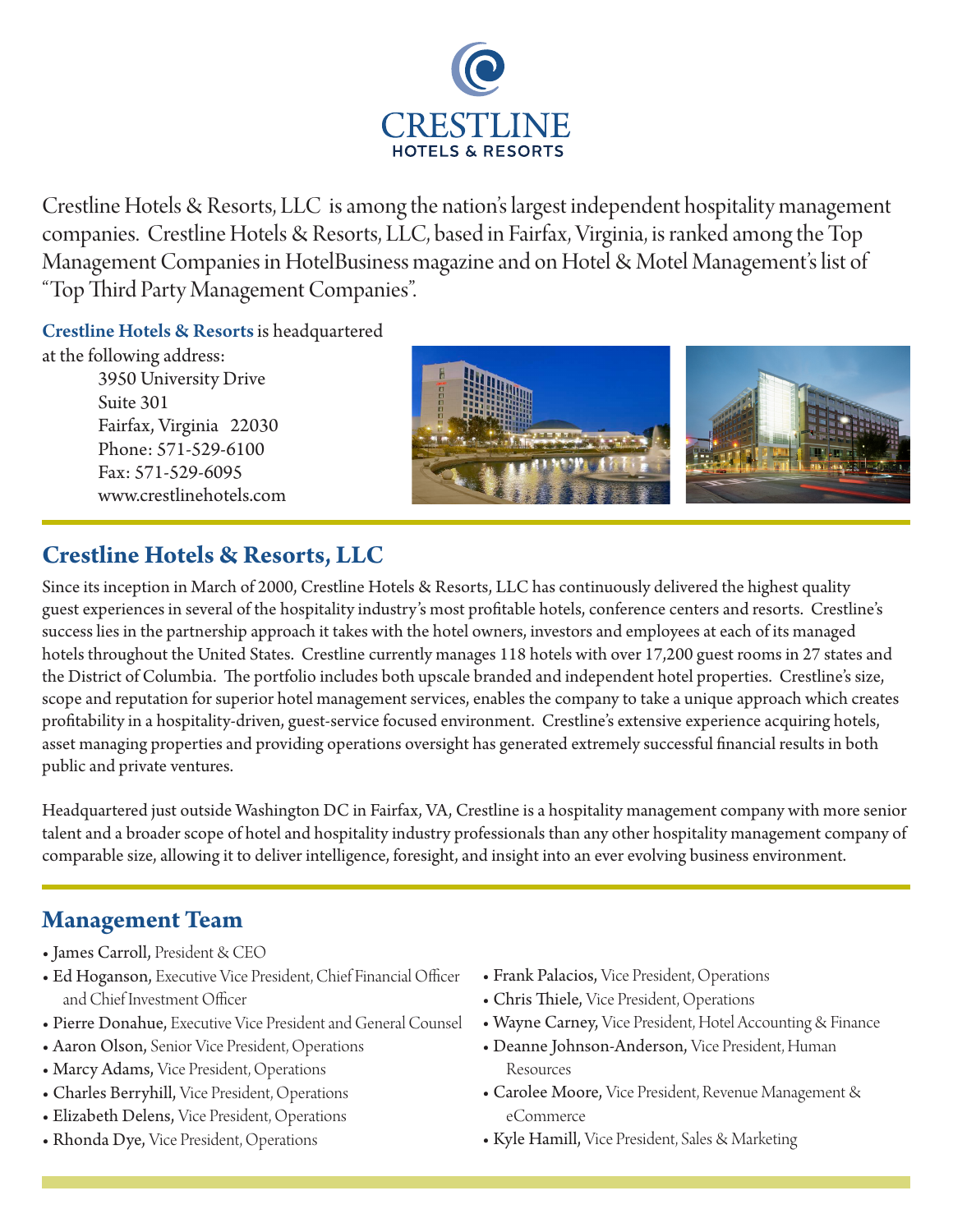# CRESTLINE

HOTELS & RESORTS

Crestline Hotels & Resorts, LLC is among the nation's largest independent hospitality management companies. Crestline Hotels & Resorts, LLC, based in Fairfax, Virginia, is ranked among the Top Management Companies in HotelBusiness magazine and on Hotel & Motel Management's list of "Top Third Party Management Companies".

**Crestline Hotels & Resorts** is headquartered at the following address:

3950 University Drive
Suite 301
Fairfax, Virginia 22030
Phone: 571-529-6100
Fax: 571-529-6095
www.crestlinehotels.com

## Crestline Hotels & Resorts, LLC

Since its inception in March of 2000, Crestline Hotels & Resorts, LLC has continuously delivered the highest quality guest experiences in several of the hospitality industry's most profitable hotels, conference centers and resorts. Crestline's success lies in the partnership approach it takes with the hotel owners, investors and employees at each of its managed hotels throughout the United States. Crestline currently manages 118 hotels with over 17,200 guest rooms in 27 states and the District of Columbia. The portfolio includes both upscale branded and independent hotel properties. Crestline's size, scope and reputation for superior hotel management services, enables the company to take a unique approach which creates profitability in a hospitality-driven, guest-service focused environment. Crestline's extensive experience acquiring hotels, asset managing properties and providing operations oversight has generated extremely successful financial results in both public and private ventures.

Headquartered just outside Washington DC in Fairfax, VA, Crestline is a hospitality management company with more senior talent and a broader scope of hotel and hospitality industry professionals than any other hospitality management company of comparable size, allowing it to deliver intelligence, foresight, and insight into an ever evolving business environment.

## Management Team

- James Carroll, President & CEO
- Ed Hoganson, Executive Vice President, Chief Financial Officer and Chief Investment Officer
- Pierre Donahue, Executive Vice President and General Counsel
- Aaron Olson, Senior Vice President, Operations
- Marcy Adams, Vice President, Operations
- Charles Berryhill, Vice President, Operations
- Elizabeth Delens, Vice President, Operations
- Rhonda Dye, Vice President, Operations
- Frank Palacios, Vice President, Operations
- Chris Thiele, Vice President, Operations
- Wayne Carney, Vice President, Hotel Accounting & Finance
- Deanne Johnson-Anderson, Vice President, Human Resources
- Carolee Moore, Vice President, Revenue Management & eCommerce
- Kyle Hamill, Vice President, Sales & Marketing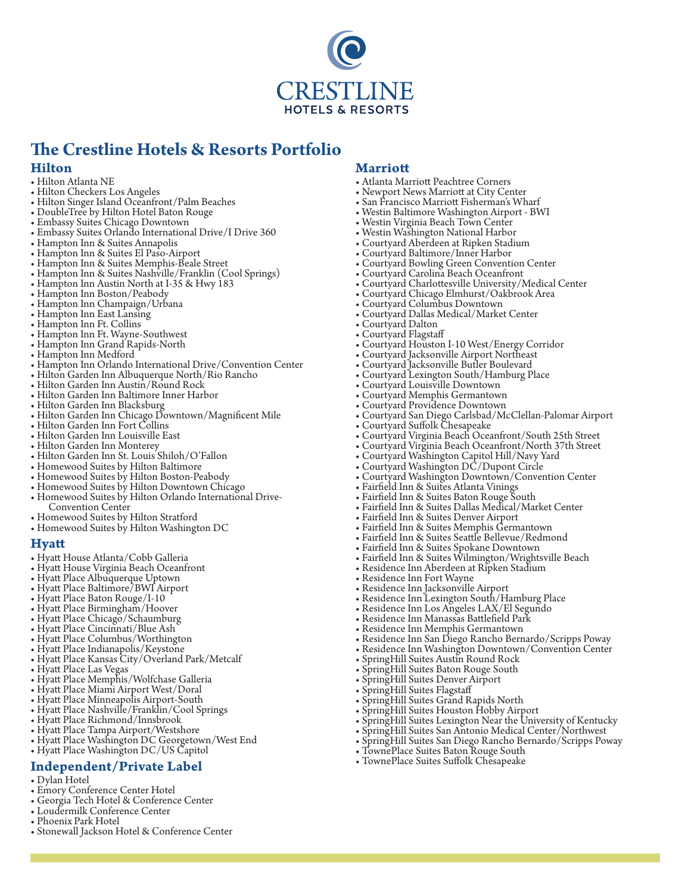CRESTLINE
HOTELS & RESORTS

# The Crestline Hotels & Resorts Portfolio

## Hilton

- Hilton Atlanta NE
- Hilton Checkers Los Angeles
- Hilton Singer Island Oceanfront/Palm Beaches
- DoubleTree by Hilton Hotel Baton Rouge
- Embassy Suites Chicago Downtown
- Embassy Suites Orlando International Drive/I Drive 360
- Hampton Inn & Suites Annapolis
- Hampton Inn & Suites El Paso-Airport
- Hampton Inn & Suites Memphis-Beale Street
- Hampton Inn & Suites Nashville/Franklin (Cool Springs)
- Hampton Inn Austin North at I-35 & Hwy 183
- Hampton Inn Boston/Peabody
- Hampton Inn Champaign/Urbana
- Hampton Inn East Lansing
- Hampton Inn Ft. Collins
- Hampton Inn Ft. Wayne-Southwest
- Hampton Inn Grand Rapids-North
- Hampton Inn Medford
- Hampton Inn Orlando International Drive/Convention Center
- Hilton Garden Inn Albuquerque North/Rio Rancho
- Hilton Garden Inn Austin/Round Rock
- Hilton Garden Inn Baltimore Inner Harbor
- Hilton Garden Inn Blacksburg
- Hilton Garden Inn Chicago Downtown/Magnificent Mile
- Hilton Garden Inn Fort Collins
- Hilton Garden Inn Louisville East
- Hilton Garden Inn Monterey
- Hilton Garden Inn St. Louis Shiloh/O'Fallon
- Homewood Suites by Hilton Baltimore
- Homewood Suites by Hilton Boston-Peabody
- Homewood Suites by Hilton Downtown Chicago
- Homewood Suites by Hilton Orlando International Drive-Convention Center
- Homewood Suites by Hilton Stratford
- Homewood Suites by Hilton Washington DC

## Hyatt

- Hyatt House Atlanta/Cobb Galleria
- Hyatt House Virginia Beach Oceanfront
- Hyatt Place Albuquerque Uptown
- Hyatt Place Baltimore/BWI Airport
- Hyatt Place Baton Rouge/I-10
- Hyatt Place Birmingham/Hoover
- Hyatt Place Chicago/Schaumburg
- Hyatt Place Cincinnati/Blue Ash
- Hyatt Place Columbus/Worthington
- Hyatt Place Indianapolis/Keystone
- Hyatt Place Kansas City/Overland Park/Metcalf
- Hyatt Place Las Vegas
- Hyatt Place Memphis/Wolfchase Galleria
- Hyatt Place Miami Airport West/Doral
- Hyatt Place Minneapolis Airport-South
- Hyatt Place Nashville/Franklin/Cool Springs
- Hyatt Place Richmond/Innsbrook
- Hyatt Place Tampa Airport/Westshore
- Hyatt Place Washington DC Georgetown/West End
- Hyatt Place Washington DC/US Capitol

## Independent/Private Label

- Dylan Hotel
- Emory Conference Center Hotel
- Georgia Tech Hotel & Conference Center
- Loudermilk Conference Center
- Phoenix Park Hotel
- Stonewall Jackson Hotel & Conference Center

## Marriott

- Atlanta Marriott Peachtree Corners
- Newport News Marriott at City Center
- San Francisco Marriott Fisherman's Wharf
- Westin Baltimore Washington Airport - BWI
- Westin Virginia Beach Town Center
- Westin Washington National Harbor
- Courtyard Aberdeen at Ripken Stadium
- Courtyard Baltimore/Inner Harbor
- Courtyard Bowling Green Convention Center
- Courtyard Carolina Beach Oceanfront
- Courtyard Charlottesville University/Medical Center
- Courtyard Chicago Elmhurst/Oakbrook Area
- Courtyard Columbus Downtown
- Courtyard Dallas Medical/Market Center
- Courtyard Dalton
- Courtyard Flagstaff
- Courtyard Houston I-10 West/Energy Corridor
- Courtyard Jacksonville Airport Northeast
- Courtyard Jacksonville Butler Boulevard
- Courtyard Lexington South/Hamburg Place
- Courtyard Louisville Downtown
- Courtyard Memphis Germantown
- Courtyard Providence Downtown
- Courtyard San Diego Carlsbad/McClellan-Palomar Airport
- Courtyard Suffolk Chesapeake
- Courtyard Virginia Beach Oceanfront/South 25th Street
- Courtyard Virginia Beach Oceanfront/North 37th Street
- Courtyard Washington Capitol Hill/Navy Yard
- Courtyard Washington DC/Dupont Circle
- Courtyard Washington Downtown/Convention Center
- Fairfield Inn & Suites Atlanta Vinings
- Fairfield Inn & Suites Baton Rouge South
- Fairfield Inn & Suites Dallas Medical/Market Center
- Fairfield Inn & Suites Denver Airport
- Fairfield Inn & Suites Memphis Germantown
- Fairfield Inn & Suites Seattle Bellevue/Redmond
- Fairfield Inn & Suites Spokane Downtown
- Fairfield Inn & Suites Wilmington/Wrightsville Beach
- Residence Inn Aberdeen at Ripken Stadium
- Residence Inn Fort Wayne
- Residence Inn Jacksonville Airport
- Residence Inn Lexington South/Hamburg Place
- Residence Inn Los Angeles LAX/El Segundo
- Residence Inn Manassas Battlefield Park
- Residence Inn Memphis Germantown
- Residence Inn San Diego Rancho Bernardo/Scripps Poway
- Residence Inn Washington Downtown/Convention Center
- SpringHill Suites Austin Round Rock
- SpringHill Suites Baton Rouge South
- SpringHill Suites Denver Airport
- SpringHill Suites Flagstaff
- SpringHill Suites Grand Rapids North
- SpringHill Suites Houston Hobby Airport
- SpringHill Suites Lexington Near the University of Kentucky
- SpringHill Suites San Antonio Medical Center/Northwest
- SpringHill Suites San Diego Rancho Bernardo/Scripps Poway
- TownePlace Suites Baton Rouge South
- TownePlace Suites Suffolk Chesapeake